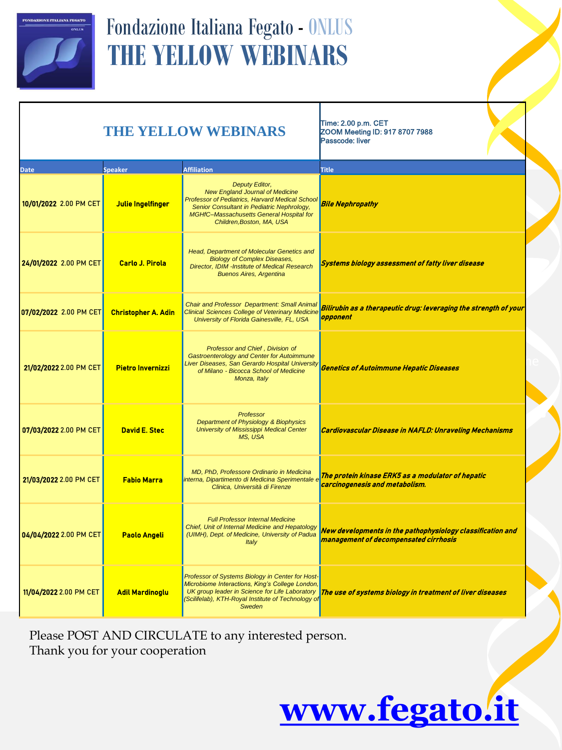# Fondazione Italiana Fegato - ONLUS

# THE YELLOW WEBINARS

## THE YELLOW WEBINARS

Time: 2.00 p.m. CET
ZOOM Meeting ID: 917 8707 7988
Passcode: liver

| Date | Speaker | Affiliation | Title |
|---|---|---|---|
| 10/01/2022 2.00 PM CET | **Julie Ingelfinger** | *Deputy Editor, New England Journal of Medicine Professor of Pediatrics, Harvard Medical School Senior Consultant in Pediatric Nephrology, MGHfC–Massachusetts General Hospital for Children,Boston, MA, USA* | ***Bile Nephropathy*** |
| 24/01/2022 2.00 PM CET | **Carlo J. Pirola** | *Head, Department of Molecular Genetics and Biology of Complex Diseases, Director, IDIM -Institute of Medical Research Buenos Aires, Argentina* | ***Systems biology assessment of fatty liver disease*** |
| 07/02/2022 2.00 PM CET | **Christopher A. Adin** | *Chair and Professor Department: Small Animal Clinical Sciences College of Veterinary Medicine University of Florida Gainesville, FL, USA* | ***Bilirubin as a therapeutic drug: leveraging the strength of your opponent*** |
| 21/02/2022 2.00 PM CET | **Pietro Invernizzi** | *Professor and Chief , Division of Gastroenterology and Center for Autoimmune Liver Diseases, San Gerardo Hospital University of Milano - Bicocca School of Medicine Monza, Italy* | ***Genetics of Autoimmune Hepatic Diseases*** |
| 07/03/2022 2.00 PM CET | **David E. Stec** | *Professor Department of Physiology & Biophysics University of Mississippi Medical Center MS, USA* | ***Cardiovascular Disease in NAFLD: Unraveling Mechanisms*** |
| 21/03/2022 2.00 PM CET | **Fabio Marra** | *MD, PhD, Professore Ordinario in Medicina interna, Dipartimento di Medicina Sperimentale e Clinica, Università di Firenze* | ***The protein kinase ERK5 as a modulator of hepatic carcinogenesis and metabolism.*** |
| 04/04/2022 2.00 PM CET | **Paolo Angeli** | *Full Professor Internal Medicine Chief, Unit of Internal Medicine and Hepatology (UIMH), Dept. of Medicine, University of Padua Italy* | ***New developments in the pathophysiology classification and management of decompensated cirrhosis*** |
| 11/04/2022 2.00 PM CET | **Adil Mardinoglu** | *Professor of Systems Biology in Center for Host-Microbiome Interactions, King's College London, UK group leader in Science for Life Laboratory (Scilifelab), KTH-Royal Institute of Technology of Sweden* | ***The use of systems biology in treatment of liver diseases*** |

Please POST AND CIRCULATE to any interested person.
Thank you for your cooperation

**www.fegato.it**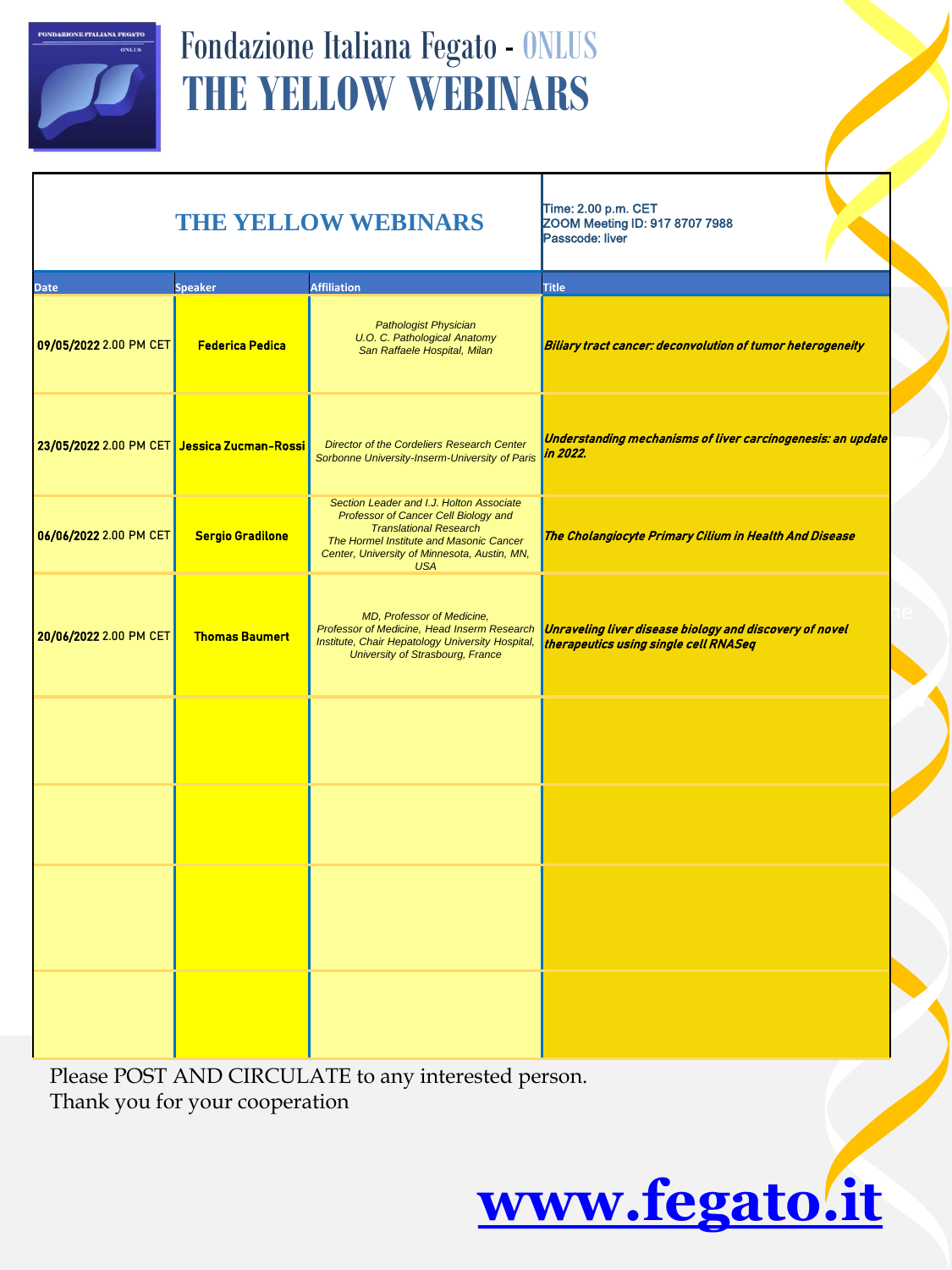# Fondazione Italiana Fegato - ONLUS

# THE YELLOW WEBINARS

## THE YELLOW WEBINARS

Time: 2.00 p.m. CET
ZOOM Meeting ID: 917 8707 7988
Passcode: liver

| Date | Speaker | Affiliation | Title |
|---|---|---|---|
| **09/05/2022** 2.00 PM CET | **Federica Pedica** | *Pathologist Physician U.O. C. Pathological Anatomy San Raffaele Hospital, Milan* | ***Biliary tract cancer: deconvolution of tumor heterogeneity*** |
| **23/05/2022** 2.00 PM CET | **Jessica Zucman-Rossi** | *Director of the Cordeliers Research Center Sorbonne University-Inserm-University of Paris* | ***Understanding mechanisms of liver carcinogenesis: an update in 2022.*** |
| **06/06/2022** 2.00 PM CET | **Sergio Gradilone** | *Section Leader and I.J. Holton Associate Professor of Cancer Cell Biology and Translational Research The Hormel Institute and Masonic Cancer Center, University of Minnesota, Austin, MN, USA* | ***The Cholangiocyte Primary Cilium in Health And Disease*** |
| **20/06/2022** 2.00 PM CET | **Thomas Baumert** | *MD, Professor of Medicine, Professor of Medicine, Head Inserm Research Institute, Chair Hepatology University Hospital, University of Strasbourg, France* | ***Unraveling liver disease biology and discovery of novel therapeutics using single cell RNASeq*** |
| | | | |
| | | | |
| | | | |
| | | | |

Please POST AND CIRCULATE to any interested person.
Thank you for your cooperation

**www.fegato.it**